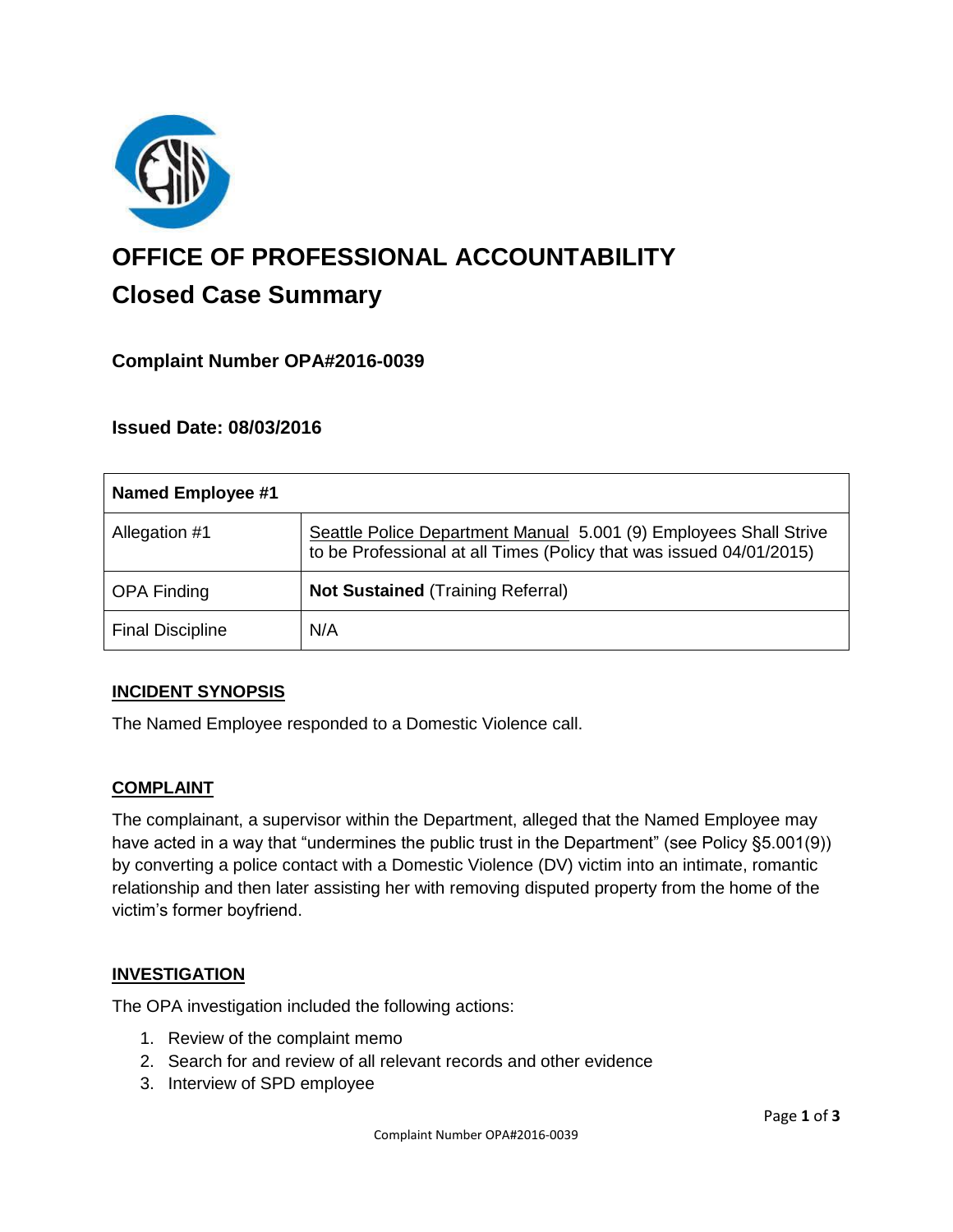# OFFICE OF PROFESSIONAL ACCOUNTABILITY

## Closed Case Summary

### Complaint Number OPA#2016-0039

### Issued Date: 08/03/2016

| Named Employee #1 | |
|---|---|
| Allegation #1 | Seattle Police Department Manual 5.001 (9) Employees Shall Strive to be Professional at all Times (Policy that was issued 04/01/2015) |
| OPA Finding | **Not Sustained** (Training Referral) |
| Final Discipline | N/A |

**INCIDENT SYNOPSIS**

The Named Employee responded to a Domestic Violence call.

**COMPLAINT**

The complainant, a supervisor within the Department, alleged that the Named Employee may have acted in a way that "undermines the public trust in the Department" (see Policy §5.001(9)) by converting a police contact with a Domestic Violence (DV) victim into an intimate, romantic relationship and then later assisting her with removing disputed property from the home of the victim's former boyfriend.

**INVESTIGATION**

The OPA investigation included the following actions:

1. Review of the complaint memo
2. Search for and review of all relevant records and other evidence
3. Interview of SPD employee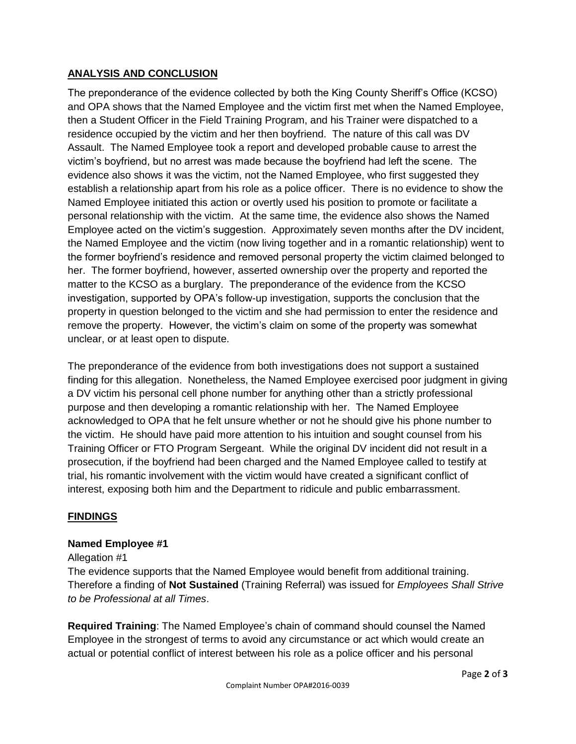## ANALYSIS AND CONCLUSION

The preponderance of the evidence collected by both the King County Sheriff's Office (KCSO) and OPA shows that the Named Employee and the victim first met when the Named Employee, then a Student Officer in the Field Training Program, and his Trainer were dispatched to a residence occupied by the victim and her then boyfriend. The nature of this call was DV Assault. The Named Employee took a report and developed probable cause to arrest the victim's boyfriend, but no arrest was made because the boyfriend had left the scene. The evidence also shows it was the victim, not the Named Employee, who first suggested they establish a relationship apart from his role as a police officer. There is no evidence to show the Named Employee initiated this action or overtly used his position to promote or facilitate a personal relationship with the victim. At the same time, the evidence also shows the Named Employee acted on the victim's suggestion. Approximately seven months after the DV incident, the Named Employee and the victim (now living together and in a romantic relationship) went to the former boyfriend's residence and removed personal property the victim claimed belonged to her. The former boyfriend, however, asserted ownership over the property and reported the matter to the KCSO as a burglary. The preponderance of the evidence from the KCSO investigation, supported by OPA's follow-up investigation, supports the conclusion that the property in question belonged to the victim and she had permission to enter the residence and remove the property. However, the victim's claim on some of the property was somewhat unclear, or at least open to dispute.

The preponderance of the evidence from both investigations does not support a sustained finding for this allegation. Nonetheless, the Named Employee exercised poor judgment in giving a DV victim his personal cell phone number for anything other than a strictly professional purpose and then developing a romantic relationship with her. The Named Employee acknowledged to OPA that he felt unsure whether or not he should give his phone number to the victim. He should have paid more attention to his intuition and sought counsel from his Training Officer or FTO Program Sergeant. While the original DV incident did not result in a prosecution, if the boyfriend had been charged and the Named Employee called to testify at trial, his romantic involvement with the victim would have created a significant conflict of interest, exposing both him and the Department to ridicule and public embarrassment.

## FINDINGS

**Named Employee #1**

Allegation #1

The evidence supports that the Named Employee would benefit from additional training. Therefore a finding of **Not Sustained** (Training Referral) was issued for *Employees Shall Strive to be Professional at all Times*.

**Required Training**: The Named Employee's chain of command should counsel the Named Employee in the strongest of terms to avoid any circumstance or act which would create an actual or potential conflict of interest between his role as a police officer and his personal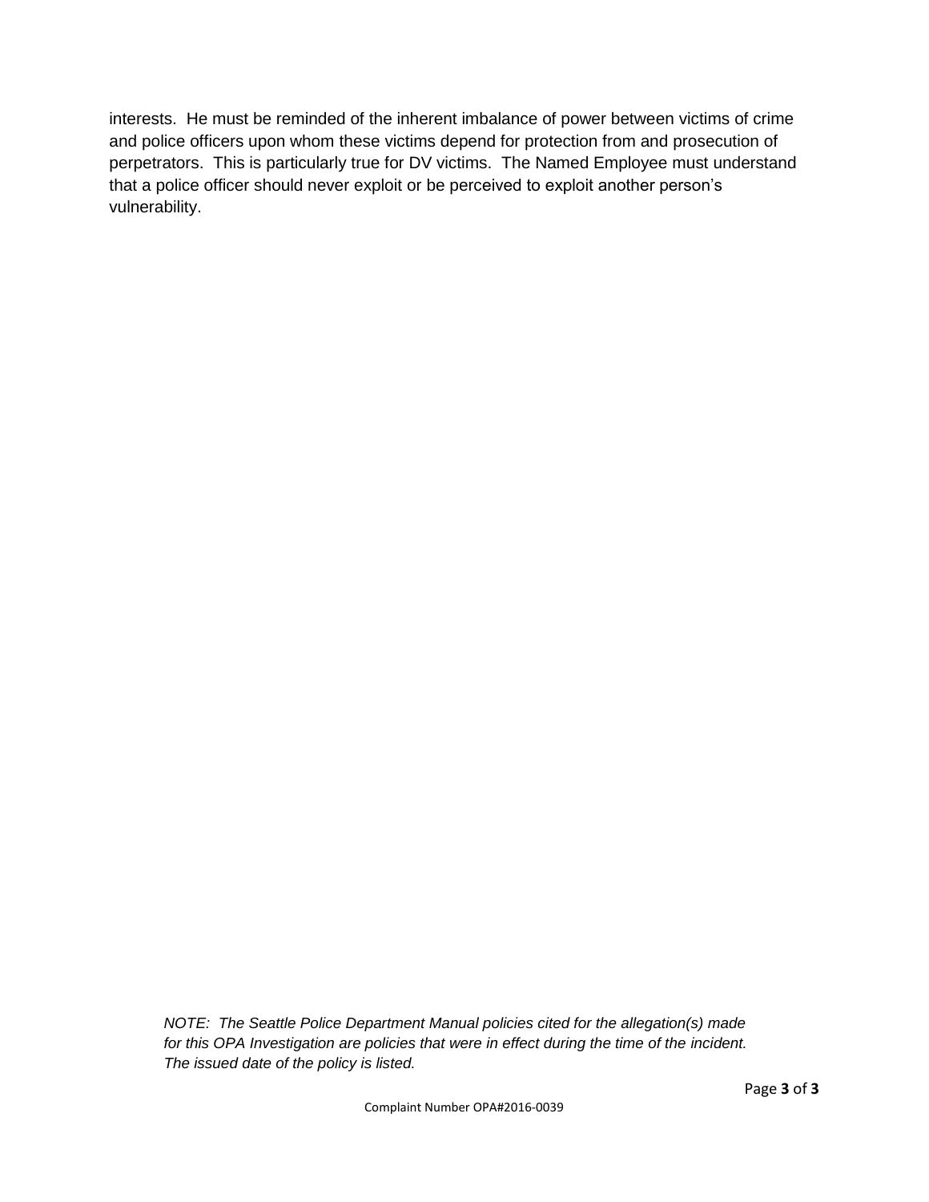interests. He must be reminded of the inherent imbalance of power between victims of crime and police officers upon whom these victims depend for protection from and prosecution of perpetrators. This is particularly true for DV victims. The Named Employee must understand that a police officer should never exploit or be perceived to exploit another person's vulnerability.

*NOTE: The Seattle Police Department Manual policies cited for the allegation(s) made for this OPA Investigation are policies that were in effect during the time of the incident. The issued date of the policy is listed.*

Complaint Number OPA#2016-0039